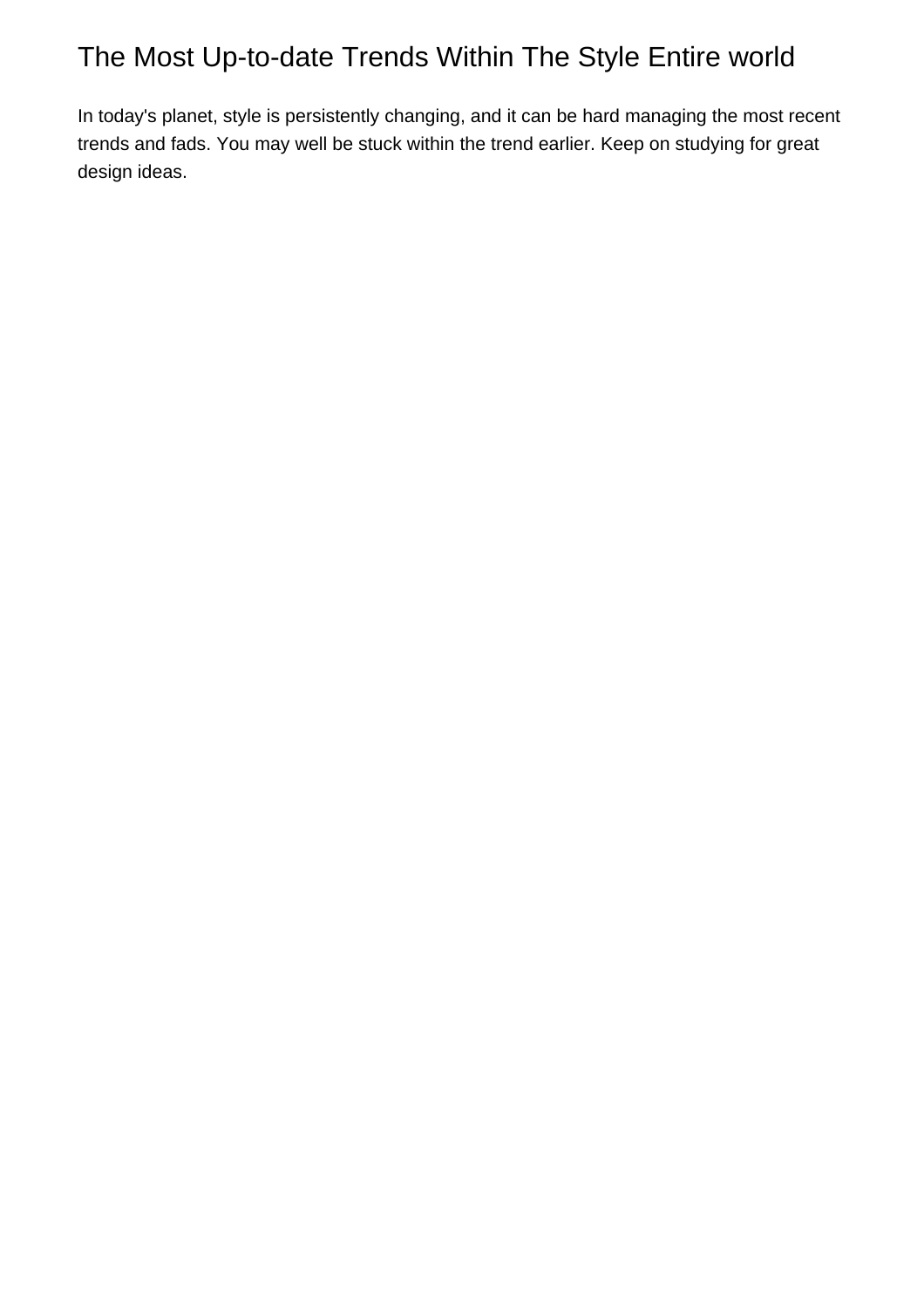# The Most Up-to-date Trends Within The Style Entire world

In today's planet, style is persistently changing, and it can be hard managing the most recent trends and fads. You may well be stuck within the trend earlier. Keep on studying for great design ideas.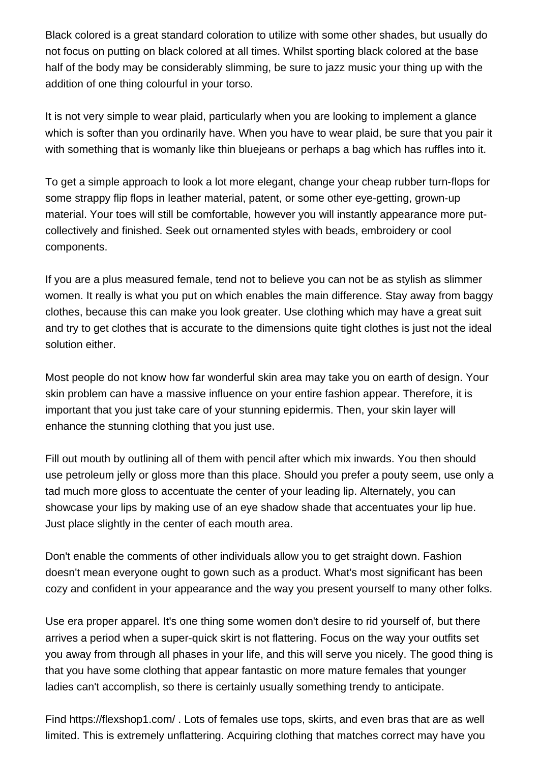Black colored is a great standard coloration to utilize with some other shades, but usually do not focus on putting on black colored at all times. Whilst sporting black colored at the base half of the body may be considerably slimming, be sure to jazz music your thing up with the addition of one thing colourful in your torso.

It is not very simple to wear plaid, particularly when you are looking to implement a glance which is softer than you ordinarily have. When you have to wear plaid, be sure that you pair it with something that is womanly like thin bluejeans or perhaps a bag which has ruffles into it.

To get a simple approach to look a lot more elegant, change your cheap rubber turn-flops for some strappy flip flops in leather material, patent, or some other eye-getting, grown-up material. Your toes will still be comfortable, however you will instantly appearance more put-collectively and finished. Seek out ornamented styles with beads, embroidery or cool components.

If you are a plus measured female, tend not to believe you can not be as stylish as slimmer women. It really is what you put on which enables the main difference. Stay away from baggy clothes, because this can make you look greater. Use clothing which may have a great suit and try to get clothes that is accurate to the dimensions quite tight clothes is just not the ideal solution either.

Most people do not know how far wonderful skin area may take you on earth of design. Your skin problem can have a massive influence on your entire fashion appear. Therefore, it is important that you just take care of your stunning epidermis. Then, your skin layer will enhance the stunning clothing that you just use.

Fill out mouth by outlining all of them with pencil after which mix inwards. You then should use petroleum jelly or gloss more than this place. Should you prefer a pouty seem, use only a tad much more gloss to accentuate the center of your leading lip. Alternately, you can showcase your lips by making use of an eye shadow shade that accentuates your lip hue. Just place slightly in the center of each mouth area.

Don't enable the comments of other individuals allow you to get straight down. Fashion doesn't mean everyone ought to gown such as a product. What's most significant has been cozy and confident in your appearance and the way you present yourself to many other folks.

Use era proper apparel. It's one thing some women don't desire to rid yourself of, but there arrives a period when a super-quick skirt is not flattering. Focus on the way your outfits set you away from through all phases in your life, and this will serve you nicely. The good thing is that you have some clothing that appear fantastic on more mature females that younger ladies can't accomplish, so there is certainly usually something trendy to anticipate.

Find https://flexshop1.com/ . Lots of females use tops, skirts, and even bras that are as well limited. This is extremely unflattering. Acquiring clothing that matches correct may have you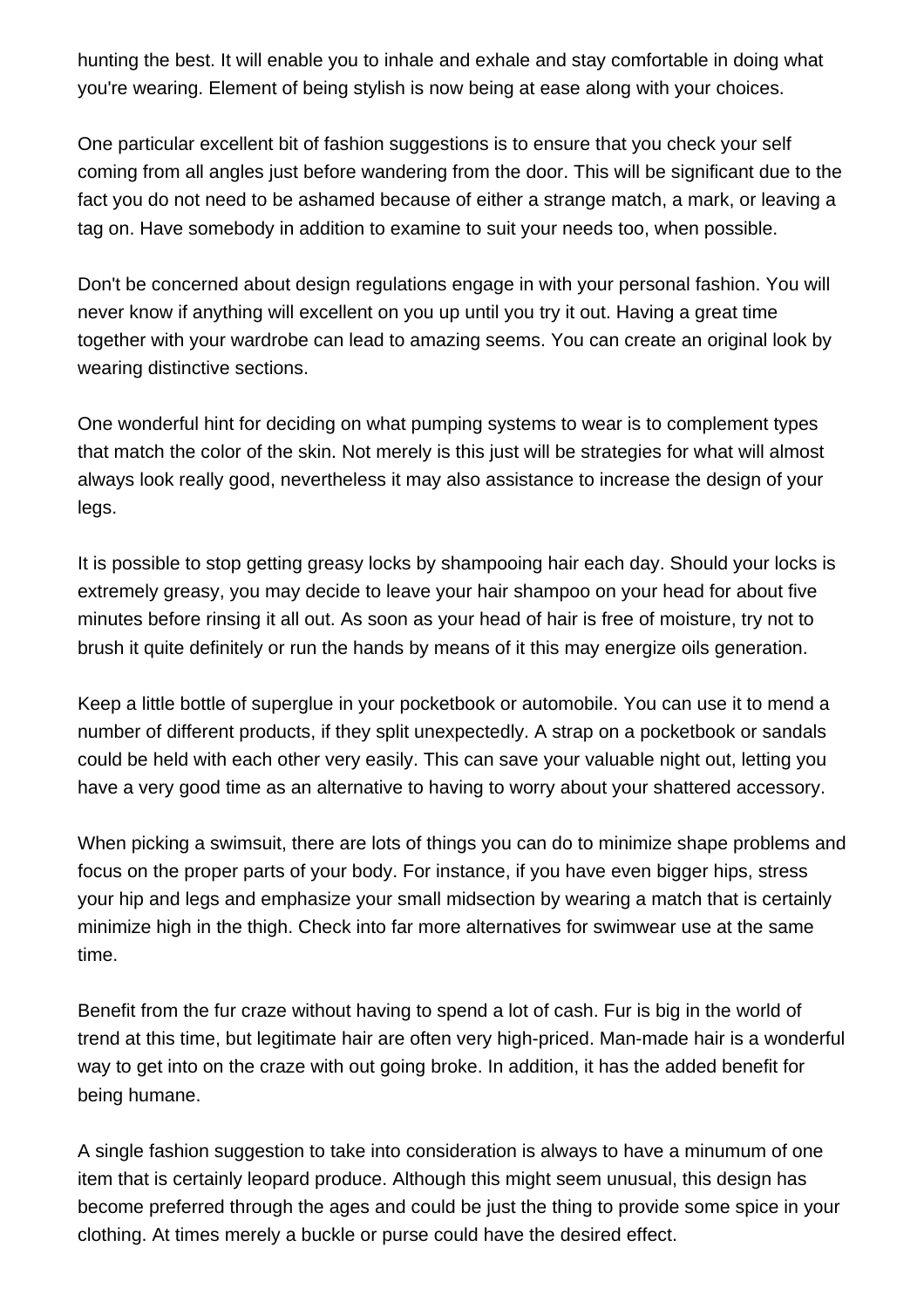hunting the best. It will enable you to inhale and exhale and stay comfortable in doing what you're wearing. Element of being stylish is now being at ease along with your choices.

One particular excellent bit of fashion suggestions is to ensure that you check your self coming from all angles just before wandering from the door. This will be significant due to the fact you do not need to be ashamed because of either a strange match, a mark, or leaving a tag on. Have somebody in addition to examine to suit your needs too, when possible.

Don't be concerned about design regulations engage in with your personal fashion. You will never know if anything will excellent on you up until you try it out. Having a great time together with your wardrobe can lead to amazing seems. You can create an original look by wearing distinctive sections.

One wonderful hint for deciding on what pumping systems to wear is to complement types that match the color of the skin. Not merely is this just will be strategies for what will almost always look really good, nevertheless it may also assistance to increase the design of your legs.

It is possible to stop getting greasy locks by shampooing hair each day. Should your locks is extremely greasy, you may decide to leave your hair shampoo on your head for about five minutes before rinsing it all out. As soon as your head of hair is free of moisture, try not to brush it quite definitely or run the hands by means of it this may energize oils generation.

Keep a little bottle of superglue in your pocketbook or automobile. You can use it to mend a number of different products, if they split unexpectedly. A strap on a pocketbook or sandals could be held with each other very easily. This can save your valuable night out, letting you have a very good time as an alternative to having to worry about your shattered accessory.

When picking a swimsuit, there are lots of things you can do to minimize shape problems and focus on the proper parts of your body. For instance, if you have even bigger hips, stress your hip and legs and emphasize your small midsection by wearing a match that is certainly minimize high in the thigh. Check into far more alternatives for swimwear use at the same time.

Benefit from the fur craze without having to spend a lot of cash. Fur is big in the world of trend at this time, but legitimate hair are often very high-priced. Man-made hair is a wonderful way to get into on the craze with out going broke. In addition, it has the added benefit for being humane.

A single fashion suggestion to take into consideration is always to have a minumum of one item that is certainly leopard produce. Although this might seem unusual, this design has become preferred through the ages and could be just the thing to provide some spice in your clothing. At times merely a buckle or purse could have the desired effect.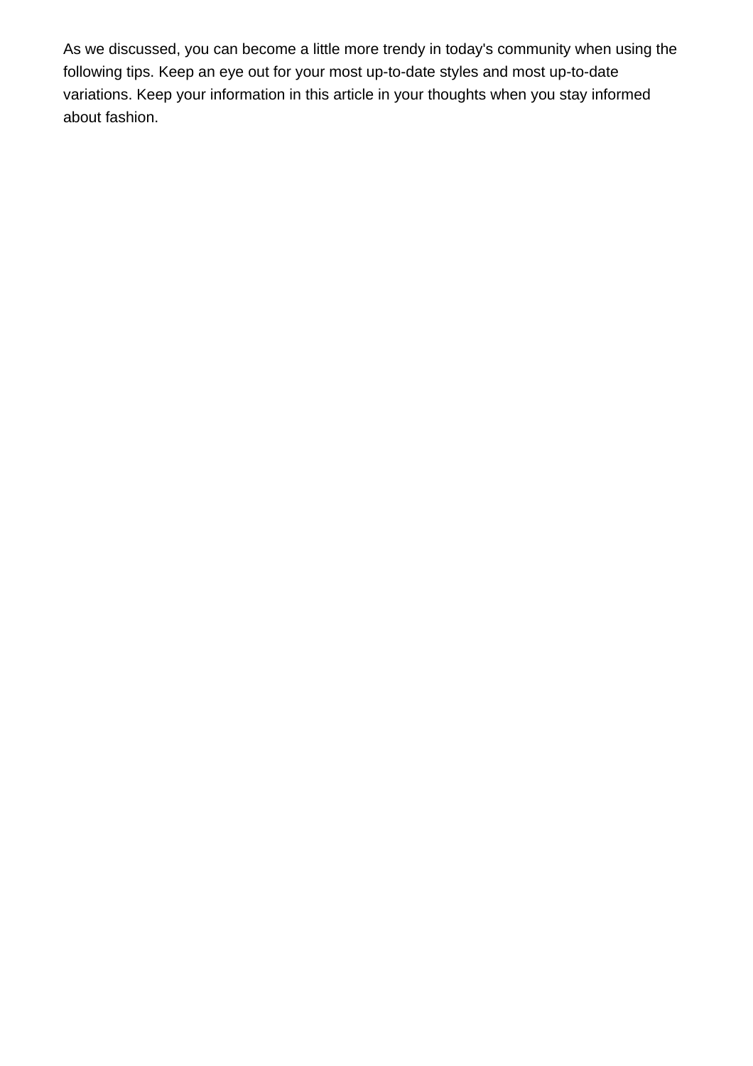As we discussed, you can become a little more trendy in today's community when using the following tips. Keep an eye out for your most up-to-date styles and most up-to-date variations. Keep your information in this article in your thoughts when you stay informed about fashion.